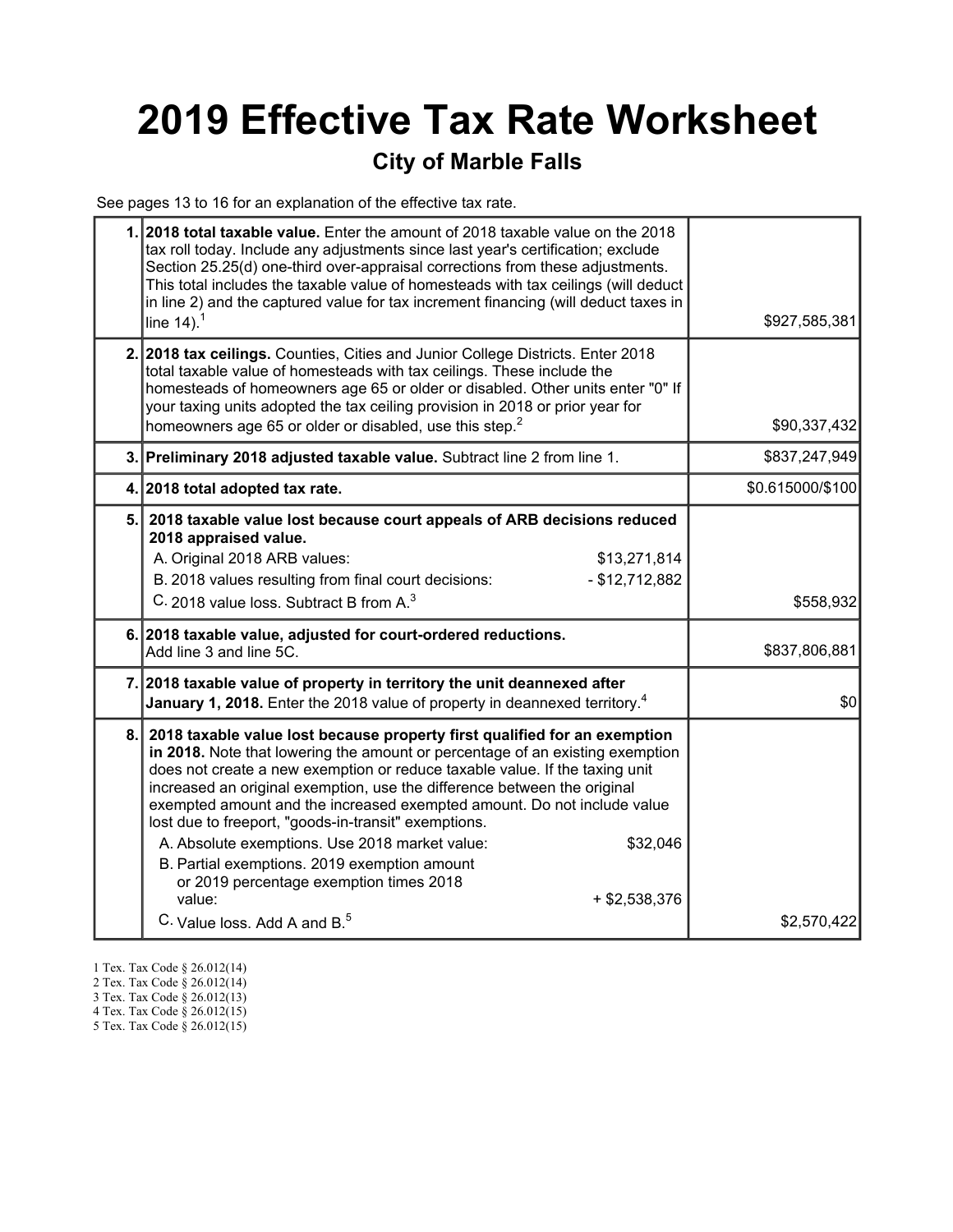# 2019 Effective Tax Rate Worksheet

## City of Marble Falls

See pages 13 to 16 for an explanation of the effective tax rate.

| | | |
|---|---|---|
| 1. | **2018 total taxable value.** Enter the amount of 2018 taxable value on the 2018 tax roll today. Include any adjustments since last year's certification; exclude Section 25.25(d) one-third over-appraisal corrections from these adjustments. This total includes the taxable value of homesteads with tax ceilings (will deduct in line 2) and the captured value for tax increment financing (will deduct taxes in line 14).[1] | $927,585,381 |
| 2. | **2018 tax ceilings.** Counties, Cities and Junior College Districts. Enter 2018 total taxable value of homesteads with tax ceilings. These include the homesteads of homeowners age 65 or older or disabled. Other units enter "0" If your taxing units adopted the tax ceiling provision in 2018 or prior year for homeowners age 65 or older or disabled, use this step.[2] | $90,337,432 |
| 3. | **Preliminary 2018 adjusted taxable value.** Subtract line 2 from line 1. | $837,247,949 |
| 4. | **2018 total adopted tax rate.** | $0.615000/$100 |
| 5. | **2018 taxable value lost because court appeals of ARB decisions reduced 2018 appraised value.**<br>A. Original 2018 ARB values: $13,271,814<br>B. 2018 values resulting from final court decisions: - $12,712,882<br>C. 2018 value loss. Subtract B from A.[3] | $558,932 |
| 6. | **2018 taxable value, adjusted for court-ordered reductions.** Add line 3 and line 5C. | $837,806,881 |
| 7. | **2018 taxable value of property in territory the unit deannexed after January 1, 2018.** Enter the 2018 value of property in deannexed territory.[4] | $0 |
| 8. | **2018 taxable value lost because property first qualified for an exemption in 2018.** Note that lowering the amount or percentage of an existing exemption does not create a new exemption or reduce taxable value. If the taxing unit increased an original exemption, use the difference between the original exempted amount and the increased exempted amount. Do not include value lost due to freeport, "goods-in-transit" exemptions.<br>A. Absolute exemptions. Use 2018 market value: $32,046<br>B. Partial exemptions. 2019 exemption amount or 2019 percentage exemption times 2018 value: + $2,538,376<br>C. Value loss. Add A and B.[5] | $2,570,422 |

1 Tex. Tax Code § 26.012(14)
2 Tex. Tax Code § 26.012(14)
3 Tex. Tax Code § 26.012(13)
4 Tex. Tax Code § 26.012(15)
5 Tex. Tax Code § 26.012(15)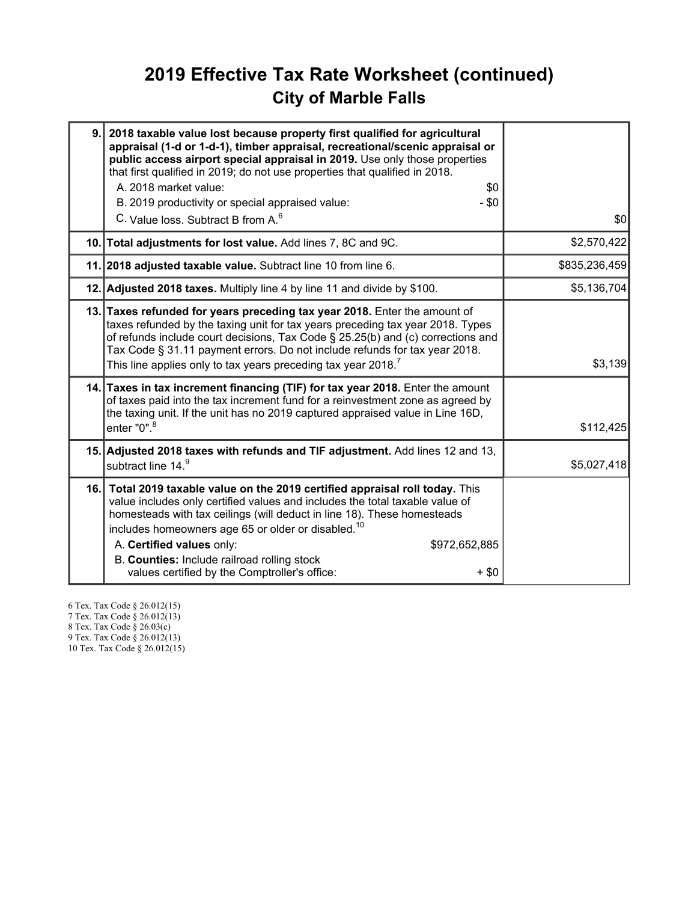# 2019 Effective Tax Rate Worksheet (continued)

## City of Marble Falls

| Line | Description | Amount |
|---|---|---|
| 9. | **2018 taxable value lost because property first qualified for agricultural appraisal (1-d or 1-d-1), timber appraisal, recreational/scenic appraisal or public access airport special appraisal in 2019.** Use only those properties that first qualified in 2019; do not use properties that qualified in 2018.<br>A. 2018 market value: $0<br>B. 2019 productivity or special appraised value: - $0<br>C. Value loss. Subtract B from A.[6] | $0 |
| 10. | **Total adjustments for lost value.** Add lines 7, 8C and 9C. | $2,570,422 |
| 11. | **2018 adjusted taxable value.** Subtract line 10 from line 6. | $835,236,459 |
| 12. | **Adjusted 2018 taxes.** Multiply line 4 by line 11 and divide by $100. | $5,136,704 |
| 13. | **Taxes refunded for years preceding tax year 2018.** Enter the amount of taxes refunded by the taxing unit for tax years preceding tax year 2018. Types of refunds include court decisions, Tax Code § 25.25(b) and (c) corrections and Tax Code § 31.11 payment errors. Do not include refunds for tax year 2018. This line applies only to tax years preceding tax year 2018.[7] | $3,139 |
| 14. | **Taxes in tax increment financing (TIF) for tax year 2018.** Enter the amount of taxes paid into the tax increment fund for a reinvestment zone as agreed by the taxing unit. If the unit has no 2019 captured appraised value in Line 16D, enter "0".[8] | $112,425 |
| 15. | **Adjusted 2018 taxes with refunds and TIF adjustment.** Add lines 12 and 13, subtract line 14.[9] | $5,027,418 |
| 16. | **Total 2019 taxable value on the 2019 certified appraisal roll today.** This value includes only certified values and includes the total taxable value of homesteads with tax ceilings (will deduct in line 18). These homesteads includes homeowners age 65 or older or disabled.[10]<br>A. **Certified values** only: $972,652,885<br>B. **Counties:** Include railroad rolling stock values certified by the Comptroller's office: + $0 | |

6 Tex. Tax Code § 26.012(15)
7 Tex. Tax Code § 26.012(13)
8 Tex. Tax Code § 26.03(c)
9 Tex. Tax Code § 26.012(13)
10 Tex. Tax Code § 26.012(15)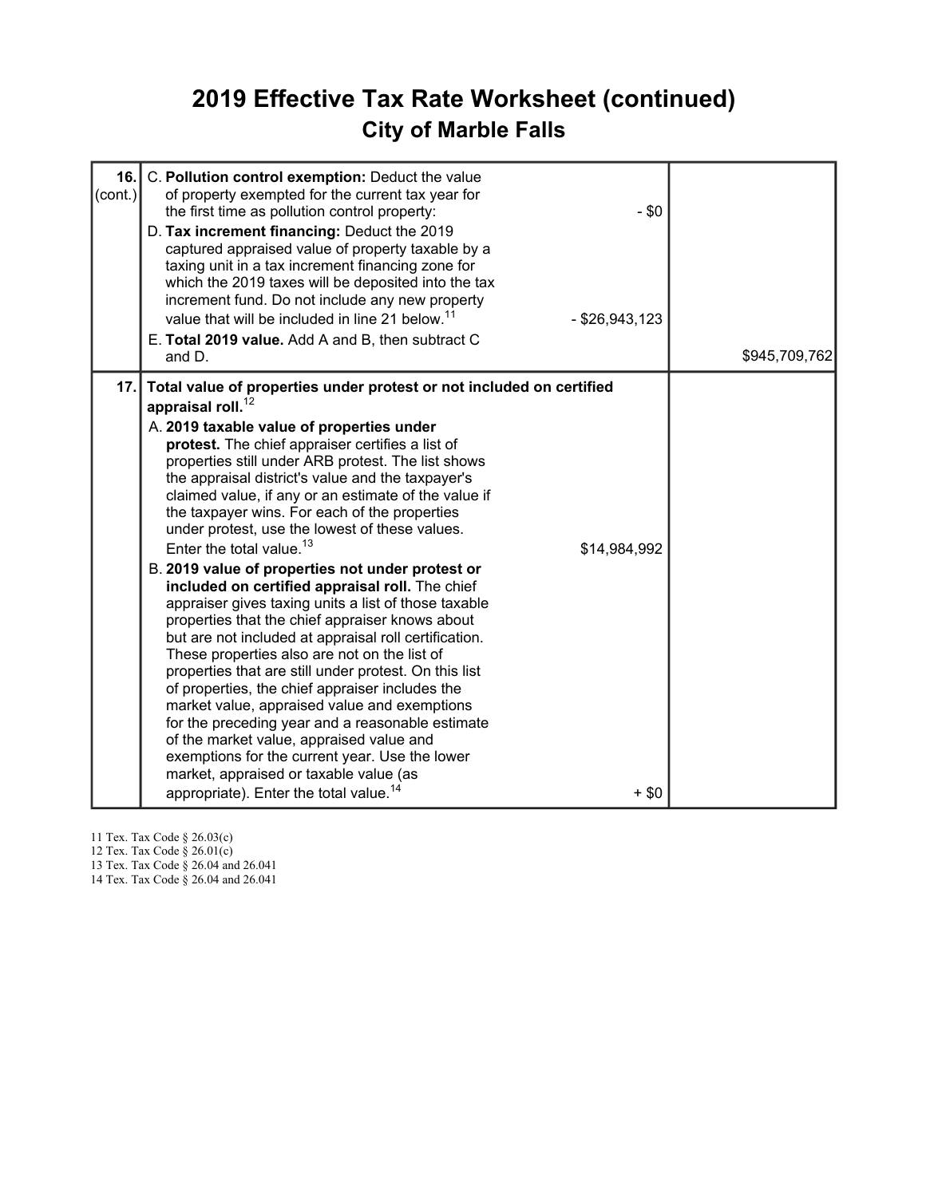# 2019 Effective Tax Rate Worksheet (continued)

## City of Marble Falls

| | | | |
|---|---|---|---|
| **16.** (cont.) | C. **Pollution control exemption:** Deduct the value of property exempted for the current tax year for the first time as pollution control property: | - $0 | |
| | D. **Tax increment financing:** Deduct the 2019 captured appraised value of property taxable by a taxing unit in a tax increment financing zone for which the 2019 taxes will be deposited into the tax increment fund. Do not include any new property value that will be included in line 21 below.[11] | - $26,943,123 | |
| | E. **Total 2019 value.** Add A and B, then subtract C and D. | | $945,709,762 |
| **17.** | **Total value of properties under protest or not included on certified appraisal roll.**[12] | | |
| | A. **2019 taxable value of properties under protest.** The chief appraiser certifies a list of properties still under ARB protest. The list shows the appraisal district's value and the taxpayer's claimed value, if any or an estimate of the value if the taxpayer wins. For each of the properties under protest, use the lowest of these values. Enter the total value.[13] | $14,984,992 | |
| | B. **2019 value of properties not under protest or included on certified appraisal roll.** The chief appraiser gives taxing units a list of those taxable properties that the chief appraiser knows about but are not included at appraisal roll certification. These properties also are not on the list of properties that are still under protest. On this list of properties, the chief appraiser includes the market value, appraised value and exemptions for the preceding year and a reasonable estimate of the market value, appraised value and exemptions for the current year. Use the lower market, appraised or taxable value (as appropriate). Enter the total value.[14] | + $0 | |

11 Tex. Tax Code § 26.03(c)
12 Tex. Tax Code § 26.01(c)
13 Tex. Tax Code § 26.04 and 26.041
14 Tex. Tax Code § 26.04 and 26.041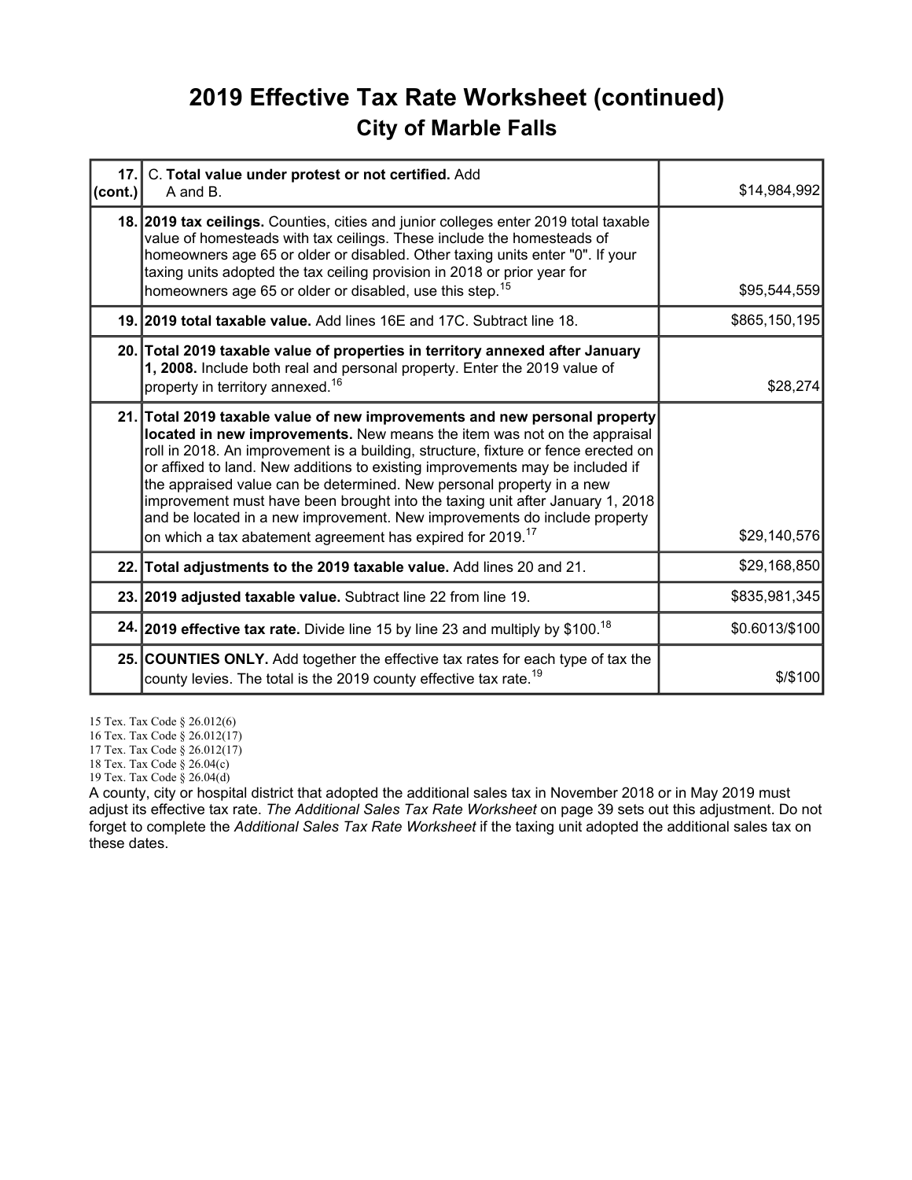# 2019 Effective Tax Rate Worksheet (continued)
## City of Marble Falls

| | | |
|---|---|---|
| 17. (cont.) | C. **Total value under protest or not certified.** Add A and B. | $14,984,992 |
| 18. | **2019 tax ceilings.** Counties, cities and junior colleges enter 2019 total taxable value of homesteads with tax ceilings. These include the homesteads of homeowners age 65 or older or disabled. Other taxing units enter "0". If your taxing units adopted the tax ceiling provision in 2018 or prior year for homeowners age 65 or older or disabled, use this step.[15] | $95,544,559 |
| 19. | **2019 total taxable value.** Add lines 16E and 17C. Subtract line 18. | $865,150,195 |
| 20. | **Total 2019 taxable value of properties in territory annexed after January 1, 2008.** Include both real and personal property. Enter the 2019 value of property in territory annexed.[16] | $28,274 |
| 21. | **Total 2019 taxable value of new improvements and new personal property located in new improvements.** New means the item was not on the appraisal roll in 2018. An improvement is a building, structure, fixture or fence erected on or affixed to land. New additions to existing improvements may be included if the appraised value can be determined. New personal property in a new improvement must have been brought into the taxing unit after January 1, 2018 and be located in a new improvement. New improvements do include property on which a tax abatement agreement has expired for 2019.[17] | $29,140,576 |
| 22. | **Total adjustments to the 2019 taxable value.** Add lines 20 and 21. | $29,168,850 |
| 23. | **2019 adjusted taxable value.** Subtract line 22 from line 19. | $835,981,345 |
| 24. | **2019 effective tax rate.** Divide line 15 by line 23 and multiply by $100.[18] | $0.6013/$100 |
| 25. | **COUNTIES ONLY.** Add together the effective tax rates for each type of tax the county levies. The total is the 2019 county effective tax rate.[19] | $/$100 |

15 Tex. Tax Code § 26.012(6)
16 Tex. Tax Code § 26.012(17)
17 Tex. Tax Code § 26.012(17)
18 Tex. Tax Code § 26.04(c)
19 Tex. Tax Code § 26.04(d)

A county, city or hospital district that adopted the additional sales tax in November 2018 or in May 2019 must adjust its effective tax rate. *The Additional Sales Tax Rate Worksheet* on page 39 sets out this adjustment. Do not forget to complete the *Additional Sales Tax Rate Worksheet* if the taxing unit adopted the additional sales tax on these dates.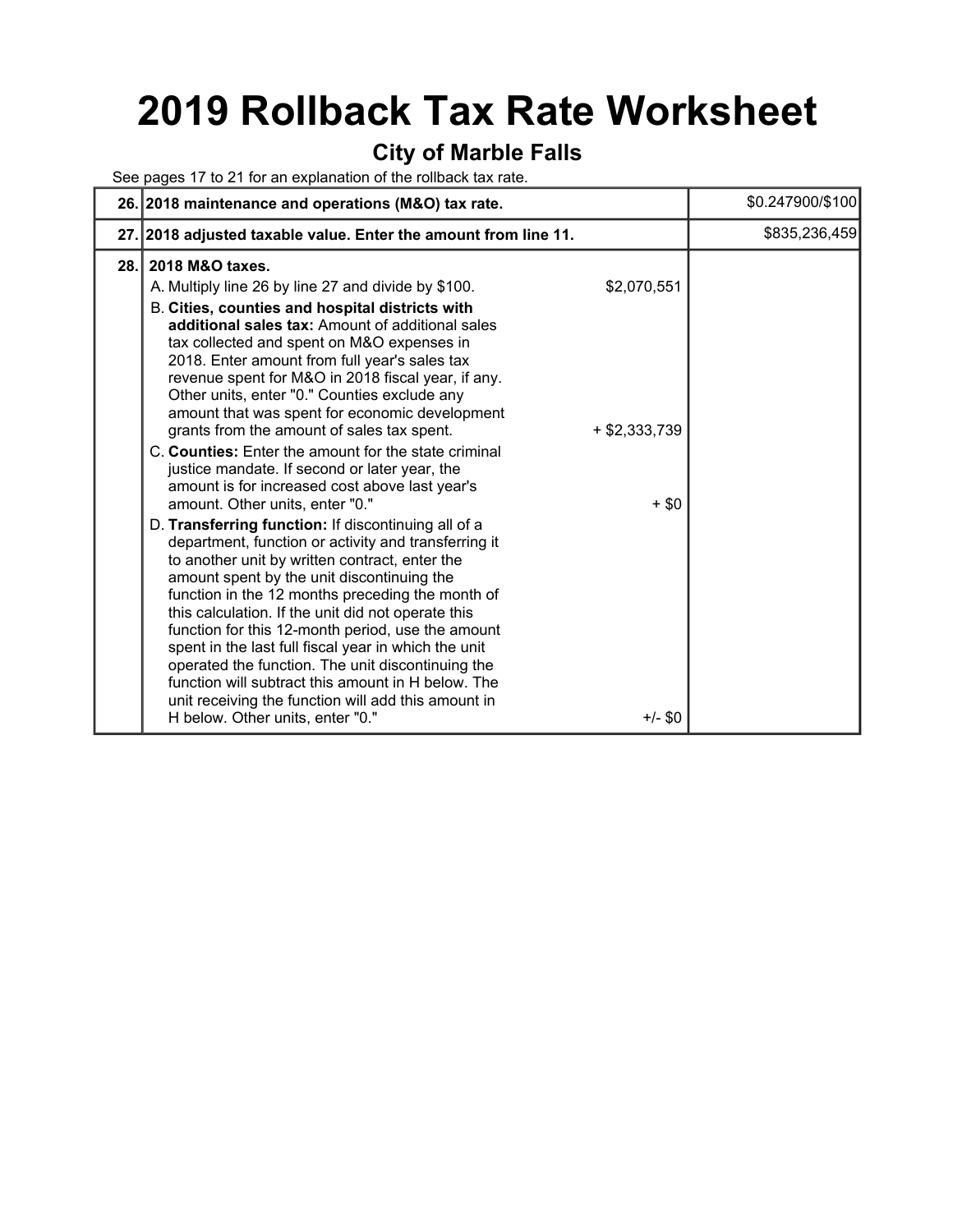# 2019 Rollback Tax Rate Worksheet

## City of Marble Falls

See pages 17 to 21 for an explanation of the rollback tax rate.

| | | | |
|---|---|---|---|
| 26. | **2018 maintenance and operations (M&O) tax rate.** | | $0.247900/$100 |
| 27. | **2018 adjusted taxable value. Enter the amount from line 11.** | | $835,236,459 |
| 28. | **2018 M&O taxes.** | | |
| | A. Multiply line 26 by line 27 and divide by $100. | $2,070,551 | |
| | B. **Cities, counties and hospital districts with additional sales tax:** Amount of additional sales tax collected and spent on M&O expenses in 2018. Enter amount from full year's sales tax revenue spent for M&O in 2018 fiscal year, if any. Other units, enter "0." Counties exclude any amount that was spent for economic development grants from the amount of sales tax spent. | + $2,333,739 | |
| | C. **Counties:** Enter the amount for the state criminal justice mandate. If second or later year, the amount is for increased cost above last year's amount. Other units, enter "0." | + $0 | |
| | D. **Transferring function:** If discontinuing all of a department, function or activity and transferring it to another unit by written contract, enter the amount spent by the unit discontinuing the function in the 12 months preceding the month of this calculation. If the unit did not operate this function for this 12-month period, use the amount spent in the last full fiscal year in which the unit operated the function. The unit discontinuing the function will subtract this amount in H below. The unit receiving the function will add this amount in H below. Other units, enter "0." | +/- $0 | |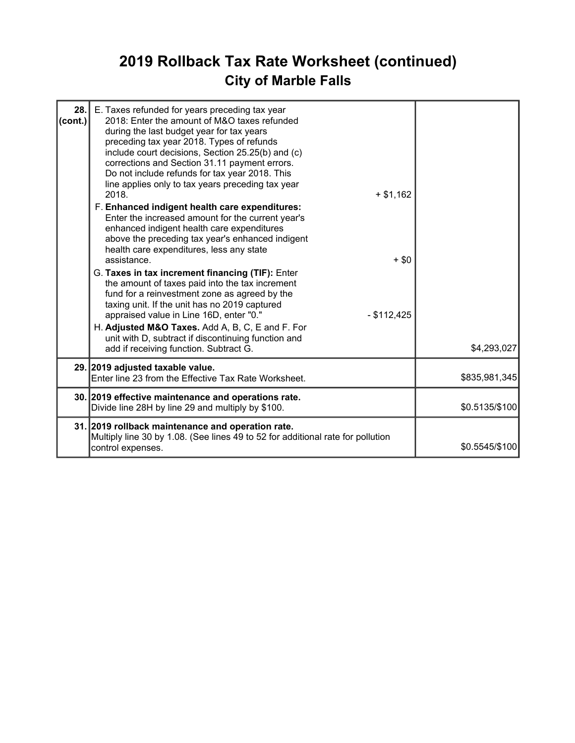# 2019 Rollback Tax Rate Worksheet (continued)

## City of Marble Falls

| | | |
|---|---|---|
| **28. (cont.)** | E. Taxes refunded for years preceding tax year 2018: Enter the amount of M&O taxes refunded during the last budget year for tax years preceding tax year 2018. Types of refunds include court decisions, Section 25.25(b) and (c) corrections and Section 31.11 payment errors. Do not include refunds for tax year 2018. This line applies only to tax years preceding tax year 2018. + $1,162<br>F. **Enhanced indigent health care expenditures:** Enter the increased amount for the current year's enhanced indigent health care expenditures above the preceding tax year's enhanced indigent health care expenditures, less any state assistance. + $0<br>G. **Taxes in tax increment financing (TIF):** Enter the amount of taxes paid into the tax increment fund for a reinvestment zone as agreed by the taxing unit. If the unit has no 2019 captured appraised value in Line 16D, enter "0." - $112,425<br>H. **Adjusted M&O Taxes.** Add A, B, C, E and F. For unit with D, subtract if discontinuing function and add if receiving function. Subtract G. | $4,293,027 |
| **29.** | **2019 adjusted taxable value.**<br>Enter line 23 from the Effective Tax Rate Worksheet. | $835,981,345 |
| **30.** | **2019 effective maintenance and operations rate.**<br>Divide line 28H by line 29 and multiply by $100. | $0.5135/$100 |
| **31.** | **2019 rollback maintenance and operation rate.**<br>Multiply line 30 by 1.08. (See lines 49 to 52 for additional rate for pollution control expenses. | $0.5545/$100 |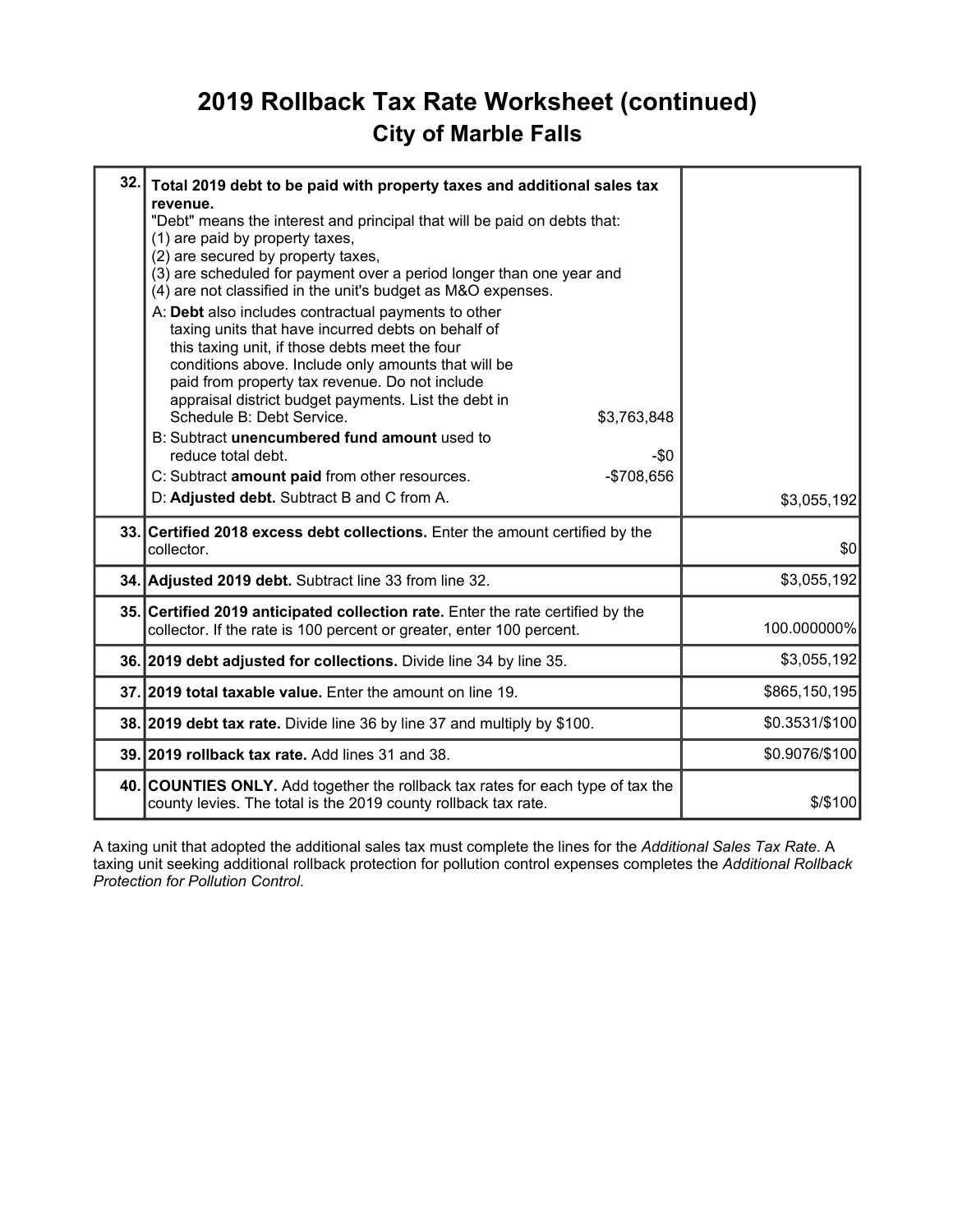# 2019 Rollback Tax Rate Worksheet (continued)

## City of Marble Falls

| Line | Description | Amount |
|---|---|---|
| 32. | **Total 2019 debt to be paid with property taxes and additional sales tax revenue.**<br>"Debt" means the interest and principal that will be paid on debts that:<br>(1) are paid by property taxes,<br>(2) are secured by property taxes,<br>(3) are scheduled for payment over a period longer than one year and<br>(4) are not classified in the unit's budget as M&O expenses.<br>A: **Debt** also includes contractual payments to other taxing units that have incurred debts on behalf of this taxing unit, if those debts meet the four conditions above. Include only amounts that will be paid from property tax revenue. Do not include appraisal district budget payments. List the debt in Schedule B: Debt Service. $3,763,848<br>B: Subtract **unencumbered fund amount** used to reduce total debt. -$0<br>C: Subtract **amount paid** from other resources. -$708,656<br>D: **Adjusted debt.** Subtract B and C from A. | $3,055,192 |
| 33. | **Certified 2018 excess debt collections.** Enter the amount certified by the collector. | $0 |
| 34. | **Adjusted 2019 debt.** Subtract line 33 from line 32. | $3,055,192 |
| 35. | **Certified 2019 anticipated collection rate.** Enter the rate certified by the collector. If the rate is 100 percent or greater, enter 100 percent. | 100.000000% |
| 36. | **2019 debt adjusted for collections.** Divide line 34 by line 35. | $3,055,192 |
| 37. | **2019 total taxable value.** Enter the amount on line 19. | $865,150,195 |
| 38. | **2019 debt tax rate.** Divide line 36 by line 37 and multiply by $100. | $0.3531/$100 |
| 39. | **2019 rollback tax rate.** Add lines 31 and 38. | $0.9076/$100 |
| 40. | **COUNTIES ONLY.** Add together the rollback tax rates for each type of tax the county levies. The total is the 2019 county rollback tax rate. | $/$100 |

A taxing unit that adopted the additional sales tax must complete the lines for the *Additional Sales Tax Rate*. A taxing unit seeking additional rollback protection for pollution control expenses completes the *Additional Rollback Protection for Pollution Control*.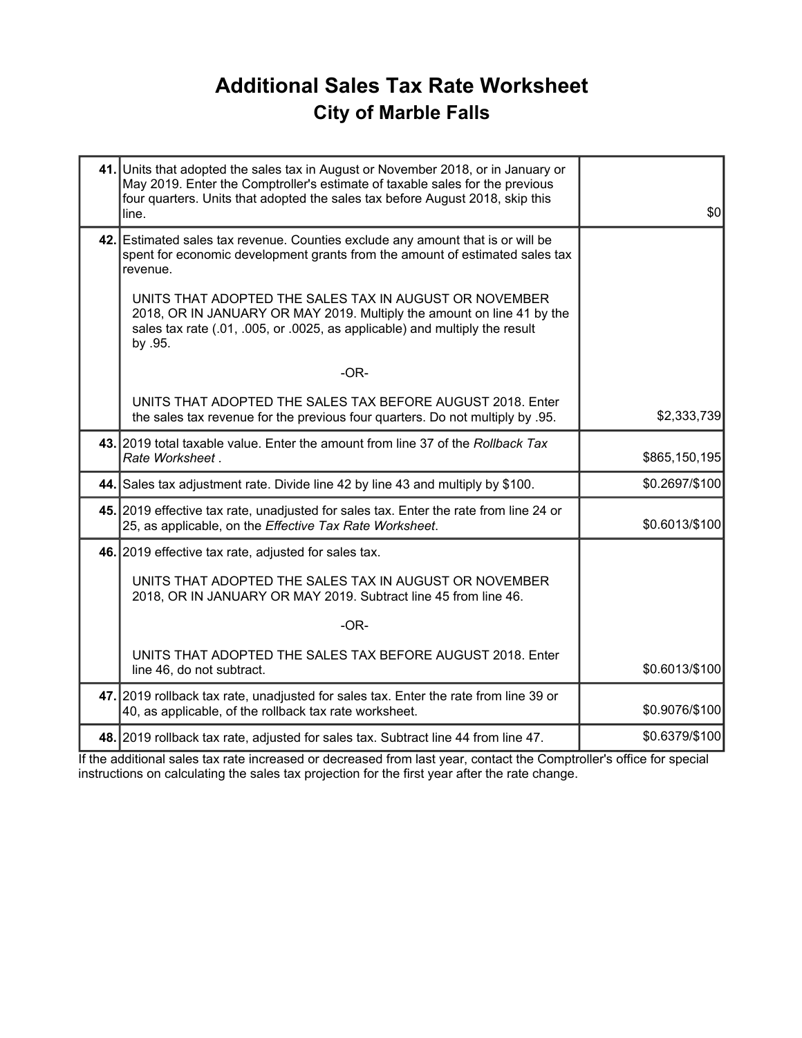# Additional Sales Tax Rate Worksheet

## City of Marble Falls

| | | |
|---|---|---|
| **41.** | Units that adopted the sales tax in August or November 2018, or in January or May 2019. Enter the Comptroller's estimate of taxable sales for the previous four quarters. Units that adopted the sales tax before August 2018, skip this line. | $0 |
| **42.** | Estimated sales tax revenue. Counties exclude any amount that is or will be spent for economic development grants from the amount of estimated sales tax revenue.<br><br>UNITS THAT ADOPTED THE SALES TAX IN AUGUST OR NOVEMBER 2018, OR IN JANUARY OR MAY 2019. Multiply the amount on line 41 by the sales tax rate (.01, .005, or .0025, as applicable) and multiply the result by .95.<br><br>-OR-<br><br>UNITS THAT ADOPTED THE SALES TAX BEFORE AUGUST 2018. Enter the sales tax revenue for the previous four quarters. Do not multiply by .95. | $2,333,739 |
| **43.** | 2019 total taxable value. Enter the amount from line 37 of the *Rollback Tax Rate Worksheet* . | $865,150,195 |
| **44.** | Sales tax adjustment rate. Divide line 42 by line 43 and multiply by $100. | $0.2697/$100 |
| **45.** | 2019 effective tax rate, unadjusted for sales tax. Enter the rate from line 24 or 25, as applicable, on the *Effective Tax Rate Worksheet*. | $0.6013/$100 |
| **46.** | 2019 effective tax rate, adjusted for sales tax.<br><br>UNITS THAT ADOPTED THE SALES TAX IN AUGUST OR NOVEMBER 2018, OR IN JANUARY OR MAY 2019. Subtract line 45 from line 46.<br><br>-OR-<br><br>UNITS THAT ADOPTED THE SALES TAX BEFORE AUGUST 2018. Enter line 46, do not subtract. | $0.6013/$100 |
| **47.** | 2019 rollback tax rate, unadjusted for sales tax. Enter the rate from line 39 or 40, as applicable, of the rollback tax rate worksheet. | $0.9076/$100 |
| **48.** | 2019 rollback tax rate, adjusted for sales tax. Subtract line 44 from line 47. | $0.6379/$100 |

If the additional sales tax rate increased or decreased from last year, contact the Comptroller's office for special instructions on calculating the sales tax projection for the first year after the rate change.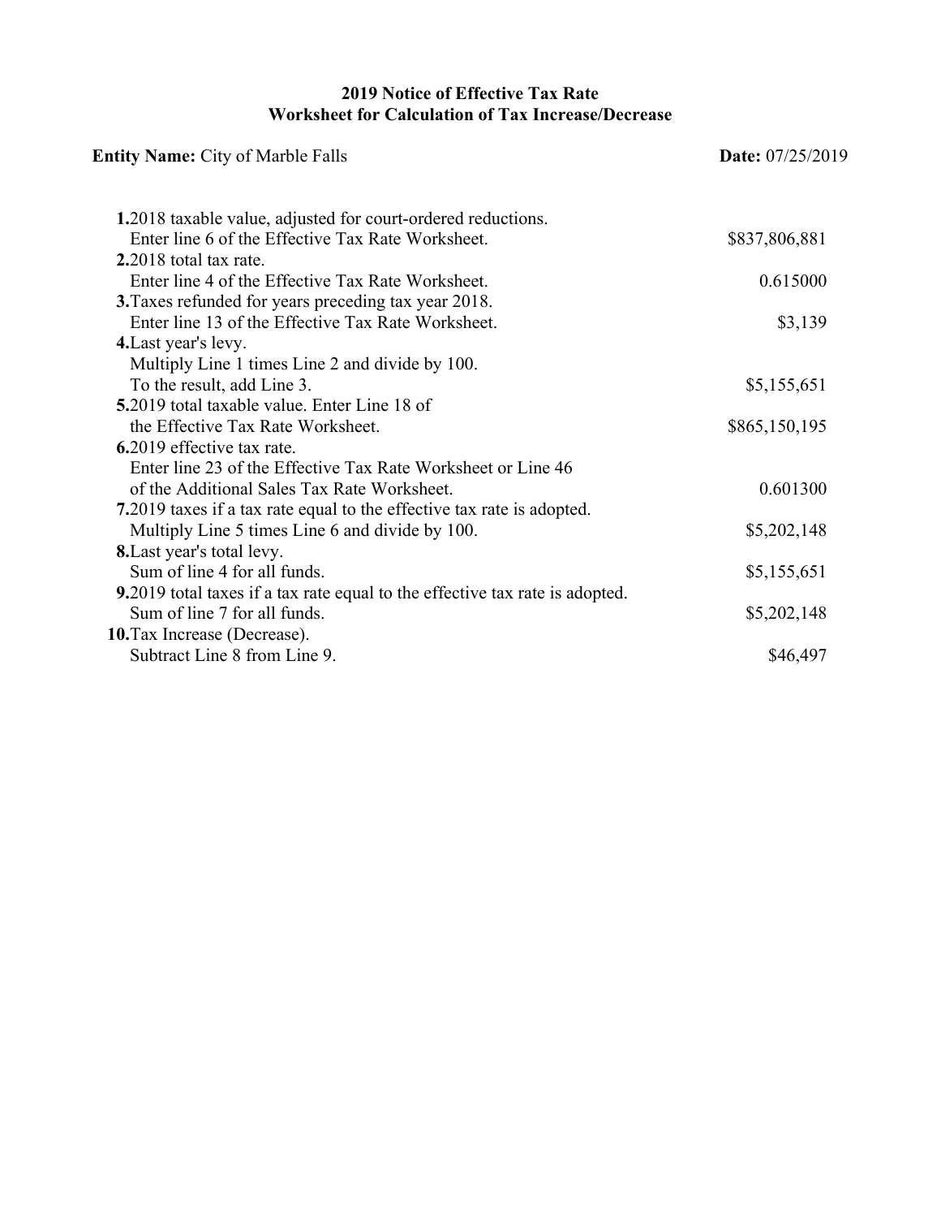# 2019 Notice of Effective Tax Rate
## Worksheet for Calculation of Tax Increase/Decrease

**Entity Name:** City of Marble Falls **Date:** 07/25/2019

| | |
|---|---|
| **1.** 2018 taxable value, adjusted for court-ordered reductions. Enter line 6 of the Effective Tax Rate Worksheet. | $837,806,881 |
| **2.** 2018 total tax rate. Enter line 4 of the Effective Tax Rate Worksheet. | 0.615000 |
| **3.** Taxes refunded for years preceding tax year 2018. Enter line 13 of the Effective Tax Rate Worksheet. | $3,139 |
| **4.** Last year's levy. Multiply Line 1 times Line 2 and divide by 100. To the result, add Line 3. | $5,155,651 |
| **5.** 2019 total taxable value. Enter Line 18 of the Effective Tax Rate Worksheet. | $865,150,195 |
| **6.** 2019 effective tax rate. Enter line 23 of the Effective Tax Rate Worksheet or Line 46 of the Additional Sales Tax Rate Worksheet. | 0.601300 |
| **7.** 2019 taxes if a tax rate equal to the effective tax rate is adopted. Multiply Line 5 times Line 6 and divide by 100. | $5,202,148 |
| **8.** Last year's total levy. Sum of line 4 for all funds. | $5,155,651 |
| **9.** 2019 total taxes if a tax rate equal to the effective tax rate is adopted. Sum of line 7 for all funds. | $5,202,148 |
| **10.** Tax Increase (Decrease). Subtract Line 8 from Line 9. | $46,497 |